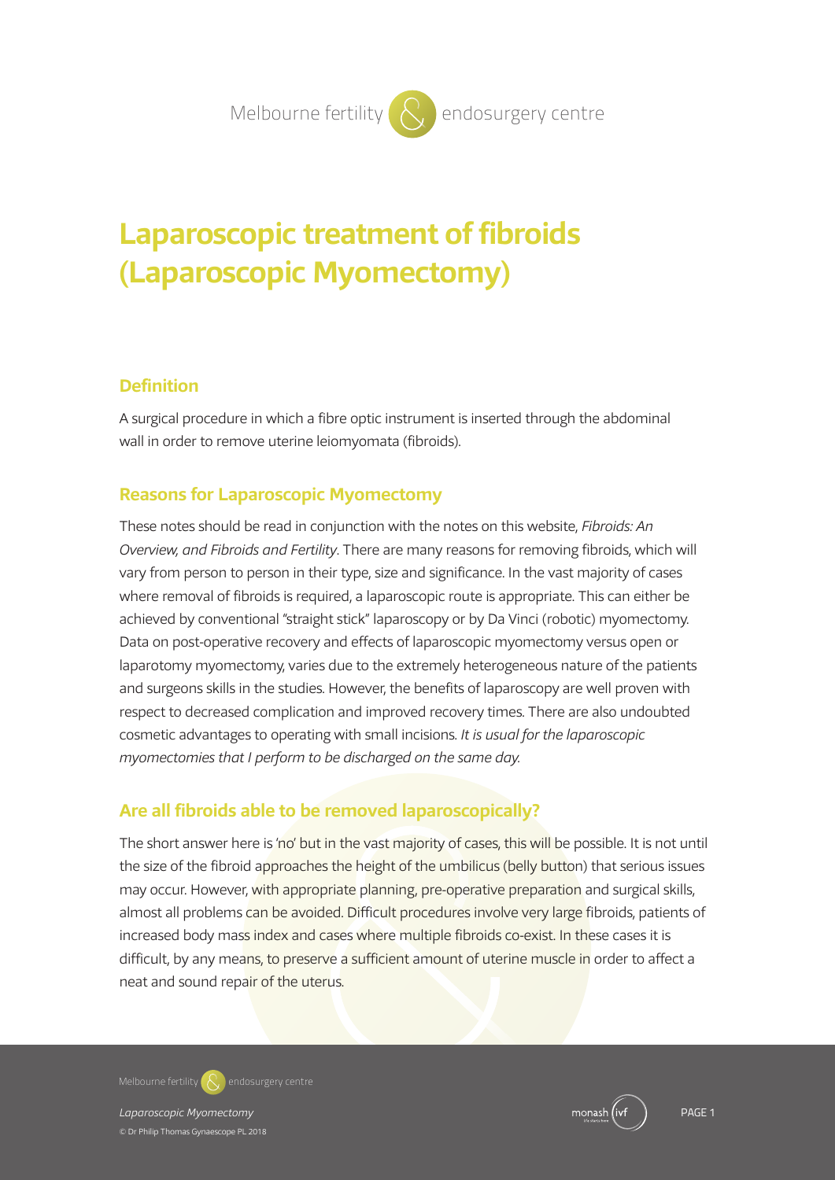# Laparoscopic treatment of fibroids (Laparoscopic Myomectomy)

## Definition

A surgical procedure in which a fibre optic instrument is inserted through the abdominal wall in order to remove uterine leiomyomata (fibroids).

## Reasons for Laparoscopic Myomectomy

These notes should be read in conjunction with the notes on this website, *Fibroids: An Overview, and Fibroids and Fertility*. There are many reasons for removing fibroids, which will vary from person to person in their type, size and significance. In the vast majority of cases where removal of fibroids is required, a laparoscopic route is appropriate. This can either be achieved by conventional "straight stick" laparoscopy or by Da Vinci (robotic) myomectomy. Data on post-operative recovery and effects of laparoscopic myomectomy versus open or laparotomy myomectomy, varies due to the extremely heterogeneous nature of the patients and surgeons skills in the studies. However, the benefits of laparoscopy are well proven with respect to decreased complication and improved recovery times. There are also undoubted cosmetic advantages to operating with small incisions. *It is usual for the laparoscopic myomectomies that I perform to be discharged on the same day.*

## Are all fibroids able to be removed laparoscopically?

The short answer here is 'no' but in the vast majority of cases, this will be possible. It is not until the size of the fibroid approaches the height of the umbilicus (belly button) that serious issues may occur. However, with appropriate planning, pre-operative preparation and surgical skills, almost all problems can be avoided. Difficult procedures involve very large fibroids, patients of increased body mass index and cases where multiple fibroids co-exist. In these cases it is difficult, by any means, to preserve a sufficient amount of uterine muscle in order to affect a neat and sound repair of the uterus.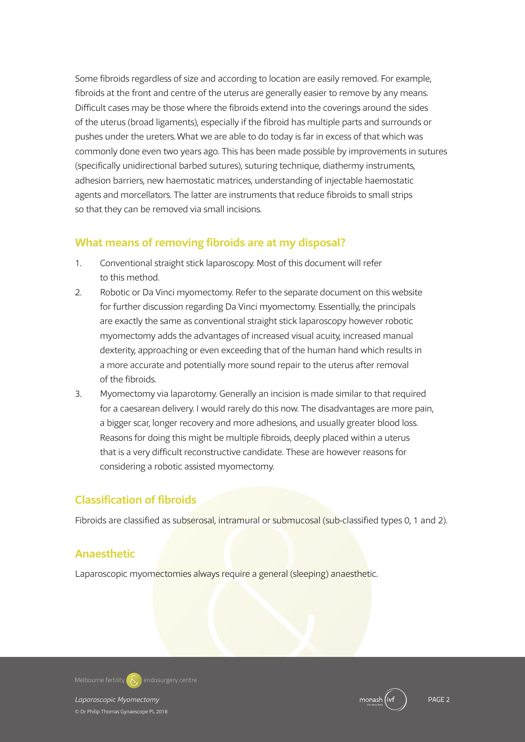Some fibroids regardless of size and according to location are easily removed. For example, fibroids at the front and centre of the uterus are generally easier to remove by any means. Difficult cases may be those where the fibroids extend into the coverings around the sides of the uterus (broad ligaments), especially if the fibroid has multiple parts and surrounds or pushes under the ureters. What we are able to do today is far in excess of that which was commonly done even two years ago. This has been made possible by improvements in sutures (specifically unidirectional barbed sutures), suturing technique, diathermy instruments, adhesion barriers, new haemostatic matrices, understanding of injectable haemostatic agents and morcellators. The latter are instruments that reduce fibroids to small strips so that they can be removed via small incisions.

## What means of removing fibroids are at my disposal?

1. Conventional straight stick laparoscopy. Most of this document will refer to this method.
2. Robotic or Da Vinci myomectomy. Refer to the separate document on this website for further discussion regarding Da Vinci myomectomy. Essentially, the principals are exactly the same as conventional straight stick laparoscopy however robotic myomectomy adds the advantages of increased visual acuity, increased manual dexterity, approaching or even exceeding that of the human hand which results in a more accurate and potentially more sound repair to the uterus after removal of the fibroids.
3. Myomectomy via laparotomy. Generally an incision is made similar to that required for a caesarean delivery. I would rarely do this now. The disadvantages are more pain, a bigger scar, longer recovery and more adhesions, and usually greater blood loss. Reasons for doing this might be multiple fibroids, deeply placed within a uterus that is a very difficult reconstructive candidate. These are however reasons for considering a robotic assisted myomectomy.

## Classification of fibroids

Fibroids are classified as subserosal, intramural or submucosal (sub-classified types 0, 1 and 2).

## Anaesthetic

Laparoscopic myomectomies always require a general (sleeping) anaesthetic.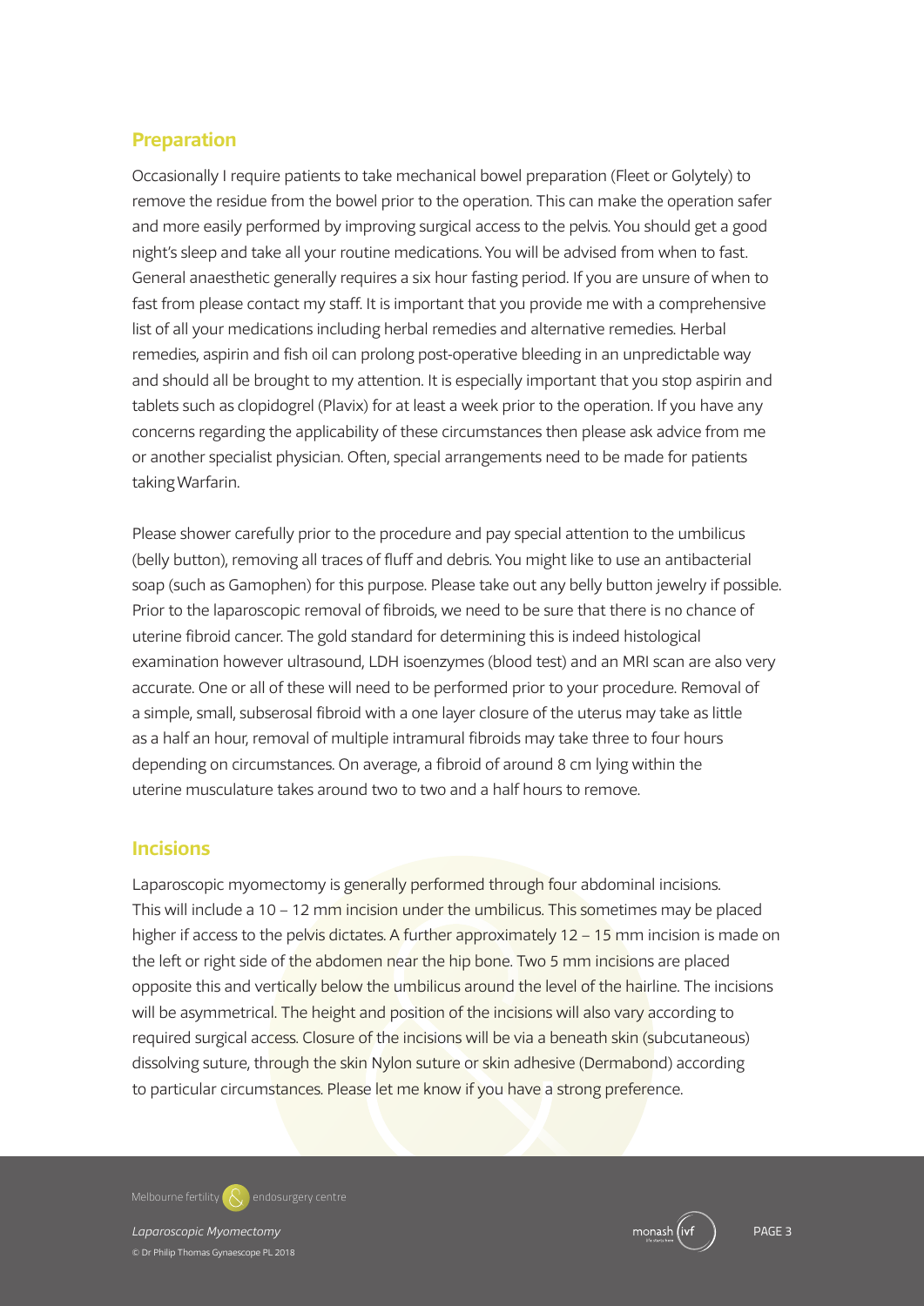## Preparation

Occasionally I require patients to take mechanical bowel preparation (Fleet or Golytely) to remove the residue from the bowel prior to the operation. This can make the operation safer and more easily performed by improving surgical access to the pelvis. You should get a good night's sleep and take all your routine medications. You will be advised from when to fast. General anaesthetic generally requires a six hour fasting period. If you are unsure of when to fast from please contact my staff. It is important that you provide me with a comprehensive list of all your medications including herbal remedies and alternative remedies. Herbal remedies, aspirin and fish oil can prolong post-operative bleeding in an unpredictable way and should all be brought to my attention. It is especially important that you stop aspirin and tablets such as clopidogrel (Plavix) for at least a week prior to the operation. If you have any concerns regarding the applicability of these circumstances then please ask advice from me or another specialist physician. Often, special arrangements need to be made for patients taking Warfarin.

Please shower carefully prior to the procedure and pay special attention to the umbilicus (belly button), removing all traces of fluff and debris. You might like to use an antibacterial soap (such as Gamophen) for this purpose. Please take out any belly button jewelry if possible. Prior to the laparoscopic removal of fibroids, we need to be sure that there is no chance of uterine fibroid cancer. The gold standard for determining this is indeed histological examination however ultrasound, LDH isoenzymes (blood test) and an MRI scan are also very accurate. One or all of these will need to be performed prior to your procedure. Removal of a simple, small, subserosal fibroid with a one layer closure of the uterus may take as little as a half an hour, removal of multiple intramural fibroids may take three to four hours depending on circumstances. On average, a fibroid of around 8 cm lying within the uterine musculature takes around two to two and a half hours to remove.

## Incisions

Laparoscopic myomectomy is generally performed through four abdominal incisions. This will include a 10 – 12 mm incision under the umbilicus. This sometimes may be placed higher if access to the pelvis dictates. A further approximately 12 – 15 mm incision is made on the left or right side of the abdomen near the hip bone. Two 5 mm incisions are placed opposite this and vertically below the umbilicus around the level of the hairline. The incisions will be asymmetrical. The height and position of the incisions will also vary according to required surgical access. Closure of the incisions will be via a beneath skin (subcutaneous) dissolving suture, through the skin Nylon suture or skin adhesive (Dermabond) according to particular circumstances. Please let me know if you have a strong preference.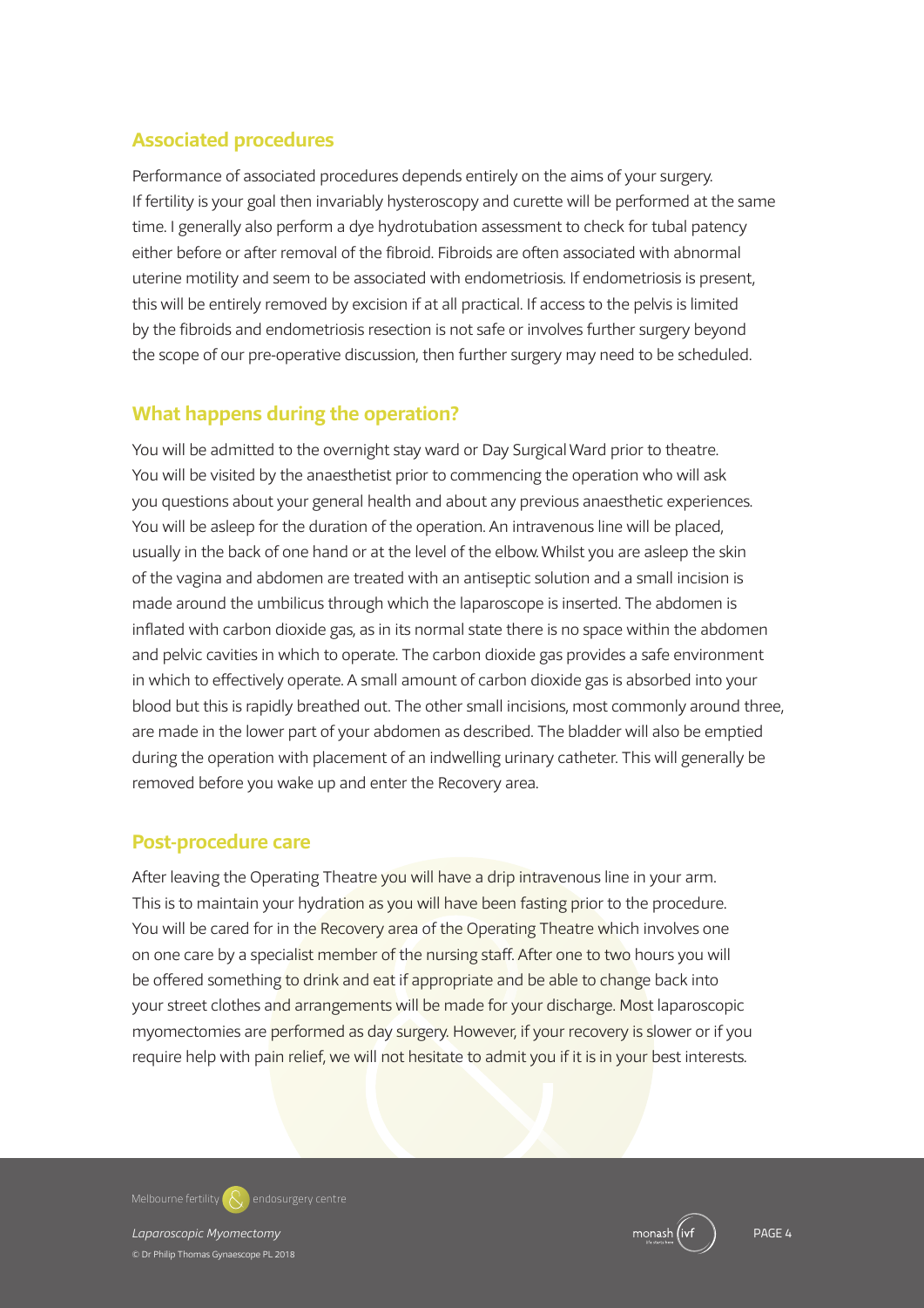## Associated procedures

Performance of associated procedures depends entirely on the aims of your surgery. If fertility is your goal then invariably hysteroscopy and curette will be performed at the same time. I generally also perform a dye hydrotubation assessment to check for tubal patency either before or after removal of the fibroid. Fibroids are often associated with abnormal uterine motility and seem to be associated with endometriosis. If endometriosis is present, this will be entirely removed by excision if at all practical. If access to the pelvis is limited by the fibroids and endometriosis resection is not safe or involves further surgery beyond the scope of our pre-operative discussion, then further surgery may need to be scheduled.

## What happens during the operation?

You will be admitted to the overnight stay ward or Day Surgical Ward prior to theatre. You will be visited by the anaesthetist prior to commencing the operation who will ask you questions about your general health and about any previous anaesthetic experiences. You will be asleep for the duration of the operation. An intravenous line will be placed, usually in the back of one hand or at the level of the elbow. Whilst you are asleep the skin of the vagina and abdomen are treated with an antiseptic solution and a small incision is made around the umbilicus through which the laparoscope is inserted. The abdomen is inflated with carbon dioxide gas, as in its normal state there is no space within the abdomen and pelvic cavities in which to operate. The carbon dioxide gas provides a safe environment in which to effectively operate. A small amount of carbon dioxide gas is absorbed into your blood but this is rapidly breathed out. The other small incisions, most commonly around three, are made in the lower part of your abdomen as described. The bladder will also be emptied during the operation with placement of an indwelling urinary catheter. This will generally be removed before you wake up and enter the Recovery area.

## Post-procedure care

After leaving the Operating Theatre you will have a drip intravenous line in your arm. This is to maintain your hydration as you will have been fasting prior to the procedure. You will be cared for in the Recovery area of the Operating Theatre which involves one on one care by a specialist member of the nursing staff. After one to two hours you will be offered something to drink and eat if appropriate and be able to change back into your street clothes and arrangements will be made for your discharge. Most laparoscopic myomectomies are performed as day surgery. However, if your recovery is slower or if you require help with pain relief, we will not hesitate to admit you if it is in your best interests.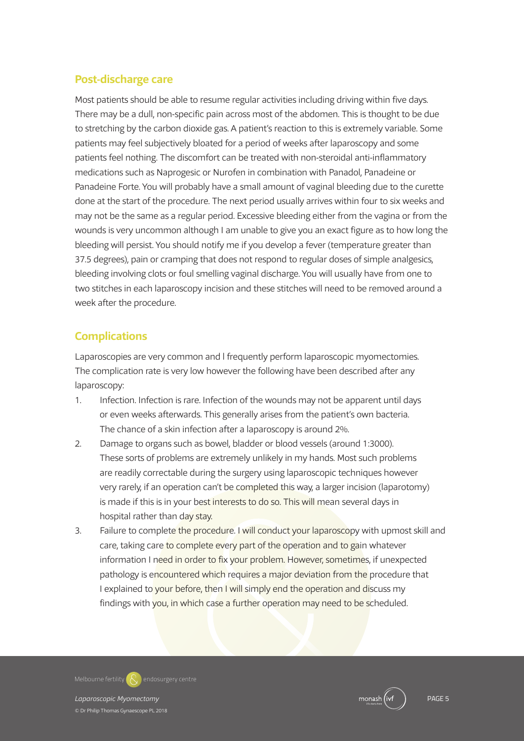## Post-discharge care

Most patients should be able to resume regular activities including driving within five days. There may be a dull, non-specific pain across most of the abdomen. This is thought to be due to stretching by the carbon dioxide gas. A patient's reaction to this is extremely variable. Some patients may feel subjectively bloated for a period of weeks after laparoscopy and some patients feel nothing. The discomfort can be treated with non-steroidal anti-inflammatory medications such as Naprogesic or Nurofen in combination with Panadol, Panadeine or Panadeine Forte. You will probably have a small amount of vaginal bleeding due to the curette done at the start of the procedure. The next period usually arrives within four to six weeks and may not be the same as a regular period. Excessive bleeding either from the vagina or from the wounds is very uncommon although I am unable to give you an exact figure as to how long the bleeding will persist. You should notify me if you develop a fever (temperature greater than 37.5 degrees), pain or cramping that does not respond to regular doses of simple analgesics, bleeding involving clots or foul smelling vaginal discharge. You will usually have from one to two stitches in each laparoscopy incision and these stitches will need to be removed around a week after the procedure.

## Complications

Laparoscopies are very common and I frequently perform laparoscopic myomectomies. The complication rate is very low however the following have been described after any laparoscopy:

1. Infection. Infection is rare. Infection of the wounds may not be apparent until days or even weeks afterwards. This generally arises from the patient's own bacteria. The chance of a skin infection after a laparoscopy is around 2%.
2. Damage to organs such as bowel, bladder or blood vessels (around 1:3000). These sorts of problems are extremely unlikely in my hands. Most such problems are readily correctable during the surgery using laparoscopic techniques however very rarely, if an operation can't be completed this way, a larger incision (laparotomy) is made if this is in your best interests to do so. This will mean several days in hospital rather than day stay.
3. Failure to complete the procedure. I will conduct your laparoscopy with upmost skill and care, taking care to complete every part of the operation and to gain whatever information I need in order to fix your problem. However, sometimes, if unexpected pathology is encountered which requires a major deviation from the procedure that I explained to your before, then I will simply end the operation and discuss my findings with you, in which case a further operation may need to be scheduled.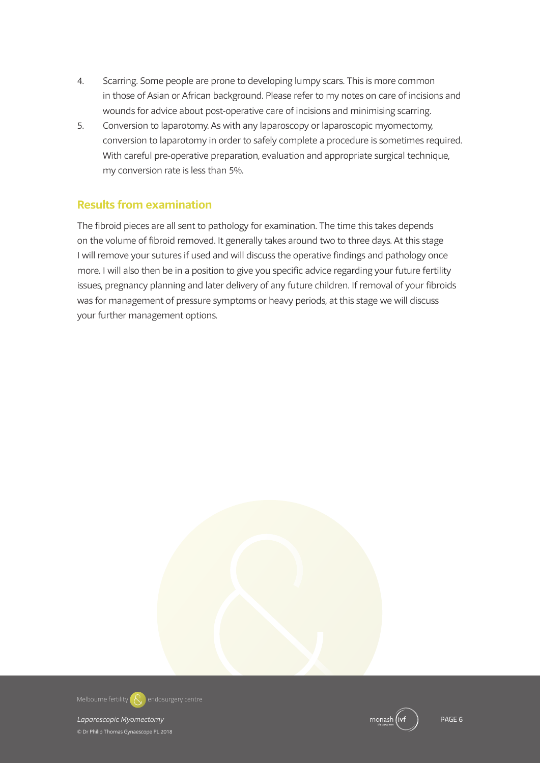4. Scarring. Some people are prone to developing lumpy scars. This is more common in those of Asian or African background. Please refer to my notes on care of incisions and wounds for advice about post-operative care of incisions and minimising scarring.
5. Conversion to laparotomy. As with any laparoscopy or laparoscopic myomectomy, conversion to laparotomy in order to safely complete a procedure is sometimes required. With careful pre-operative preparation, evaluation and appropriate surgical technique, my conversion rate is less than 5%.

## Results from examination

The fibroid pieces are all sent to pathology for examination. The time this takes depends on the volume of fibroid removed. It generally takes around two to three days. At this stage I will remove your sutures if used and will discuss the operative findings and pathology once more. I will also then be in a position to give you specific advice regarding your future fertility issues, pregnancy planning and later delivery of any future children. If removal of your fibroids was for management of pressure symptoms or heavy periods, at this stage we will discuss your further management options.